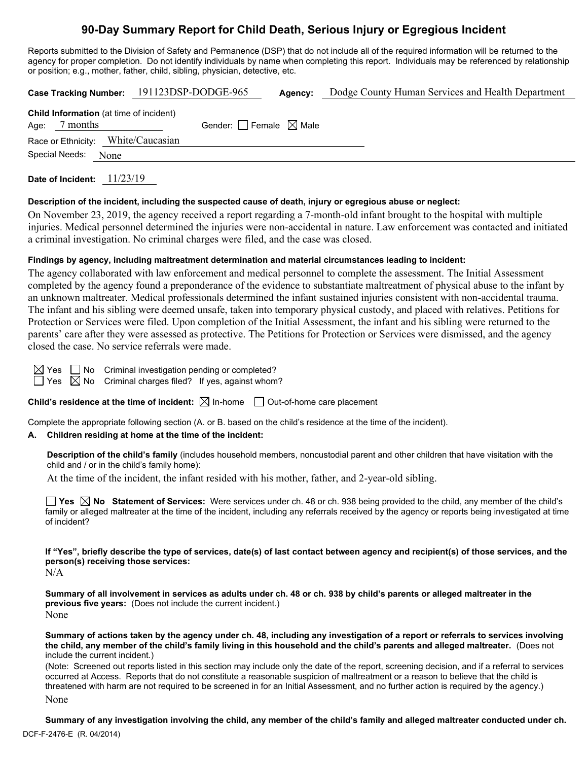# 90-Day Summary Report for Child Death, Serious Injury or Egregious Incident

Reports submitted to the Division of Safety and Permanence (DSP) that do not include all of the required information will be returned to the agency for proper completion. Do not identify individuals by name when completing this report. Individuals may be referenced by relationship or position; e.g., mother, father, child, sibling, physician, detective, etc.

**Case Tracking Number:** 191123DSP-DODGE-965 **Agency:** Dodge County Human Services and Health Department

**Child Information** (at time of incident)

Age: 7 months Gender: ☐ Female ☒ Male

Race or Ethnicity: White/Caucasian

Special Needs: None

**Date of Incident:** 11/23/19

**Description of the incident, including the suspected cause of death, injury or egregious abuse or neglect:**

On November 23, 2019, the agency received a report regarding a 7-month-old infant brought to the hospital with multiple injuries. Medical personnel determined the injuries were non-accidental in nature. Law enforcement was contacted and initiated a criminal investigation. No criminal charges were filed, and the case was closed.

**Findings by agency, including maltreatment determination and material circumstances leading to incident:**

The agency collaborated with law enforcement and medical personnel to complete the assessment. The Initial Assessment completed by the agency found a preponderance of the evidence to substantiate maltreatment of physical abuse to the infant by an unknown maltreater. Medical professionals determined the infant sustained injuries consistent with non-accidental trauma. The infant and his sibling were deemed unsafe, taken into temporary physical custody, and placed with relatives. Petitions for Protection or Services were filed. Upon completion of the Initial Assessment, the infant and his sibling were returned to the parents' care after they were assessed as protective. The Petitions for Protection or Services were dismissed, and the agency closed the case. No service referrals were made.

☒ Yes ☐ No Criminal investigation pending or completed?

☐ Yes ☒ No Criminal charges filed? If yes, against whom?

**Child's residence at the time of incident:** ☒ In-home ☐ Out-of-home care placement

Complete the appropriate following section (A. or B. based on the child's residence at the time of the incident).

**A. Children residing at home at the time of the incident:**

**Description of the child's family** (includes household members, noncustodial parent and other children that have visitation with the child and / or in the child's family home):

At the time of the incident, the infant resided with his mother, father, and 2-year-old sibling.

☐ **Yes** ☒ **No Statement of Services:** Were services under ch. 48 or ch. 938 being provided to the child, any member of the child's family or alleged maltreater at the time of the incident, including any referrals received by the agency or reports being investigated at time of incident?

**If "Yes", briefly describe the type of services, date(s) of last contact between agency and recipient(s) of those services, and the person(s) receiving those services:**

N/A

**Summary of all involvement in services as adults under ch. 48 or ch. 938 by child's parents or alleged maltreater in the previous five years:** (Does not include the current incident.)

None

**Summary of actions taken by the agency under ch. 48, including any investigation of a report or referrals to services involving the child, any member of the child's family living in this household and the child's parents and alleged maltreater.** (Does not include the current incident.)

(Note: Screened out reports listed in this section may include only the date of the report, screening decision, and if a referral to services occurred at Access. Reports that do not constitute a reasonable suspicion of maltreatment or a reason to believe that the child is threatened with harm are not required to be screened in for an Initial Assessment, and no further action is required by the agency.)

None

**Summary of any investigation involving the child, any member of the child's family and alleged maltreater conducted under ch.**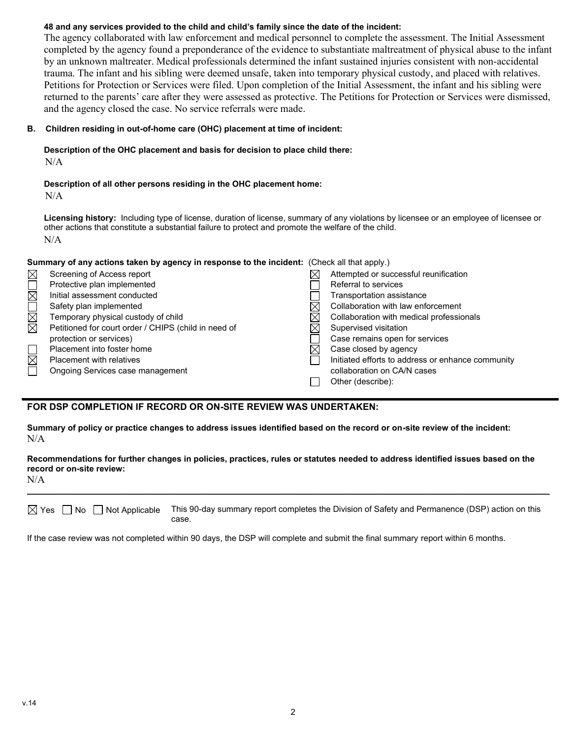**48 and any services provided to the child and child's family since the date of the incident:**

The agency collaborated with law enforcement and medical personnel to complete the assessment. The Initial Assessment completed by the agency found a preponderance of the evidence to substantiate maltreatment of physical abuse to the infant by an unknown maltreater. Medical professionals determined the infant sustained injuries consistent with non-accidental trauma. The infant and his sibling were deemed unsafe, taken into temporary physical custody, and placed with relatives. Petitions for Protection or Services were filed. Upon completion of the Initial Assessment, the infant and his sibling were returned to the parents' care after they were assessed as protective. The Petitions for Protection or Services were dismissed, and the agency closed the case. No service referrals were made.

**B. Children residing in out-of-home care (OHC) placement at time of incident:**

**Description of the OHC placement and basis for decision to place child there:**

N/A

**Description of all other persons residing in the OHC placement home:**

N/A

**Licensing history:** Including type of license, duration of license, summary of any violations by licensee or an employee of licensee or other actions that constitute a substantial failure to protect and promote the welfare of the child.

N/A

**Summary of any actions taken by agency in response to the incident:** (Check all that apply.)

- ☒ Screening of Access report
- ☐ Protective plan implemented
- ☒ Initial assessment conducted
- ☐ Safety plan implemented
- ☒ Temporary physical custody of child
- ☒ Petitioned for court order / CHIPS (child in need of protection or services)
- ☐ Placement into foster home
- ☒ Placement with relatives
- ☐ Ongoing Services case management
- ☒ Attempted or successful reunification
- ☐ Referral to services
- ☐ Transportation assistance
- ☒ Collaboration with law enforcement
- ☒ Collaboration with medical professionals
- ☒ Supervised visitation
- ☐ Case remains open for services
- ☒ Case closed by agency
- ☐ Initiated efforts to address or enhance community collaboration on CA/N cases
- ☐ Other (describe):

## FOR DSP COMPLETION IF RECORD OR ON-SITE REVIEW WAS UNDERTAKEN:

**Summary of policy or practice changes to address issues identified based on the record or on-site review of the incident:**

N/A

**Recommendations for further changes in policies, practices, rules or statutes needed to address identified issues based on the record or on-site review:**

N/A

☒ Yes ☐ No ☐ Not Applicable This 90-day summary report completes the Division of Safety and Permanence (DSP) action on this case.

If the case review was not completed within 90 days, the DSP will complete and submit the final summary report within 6 months.

v.14